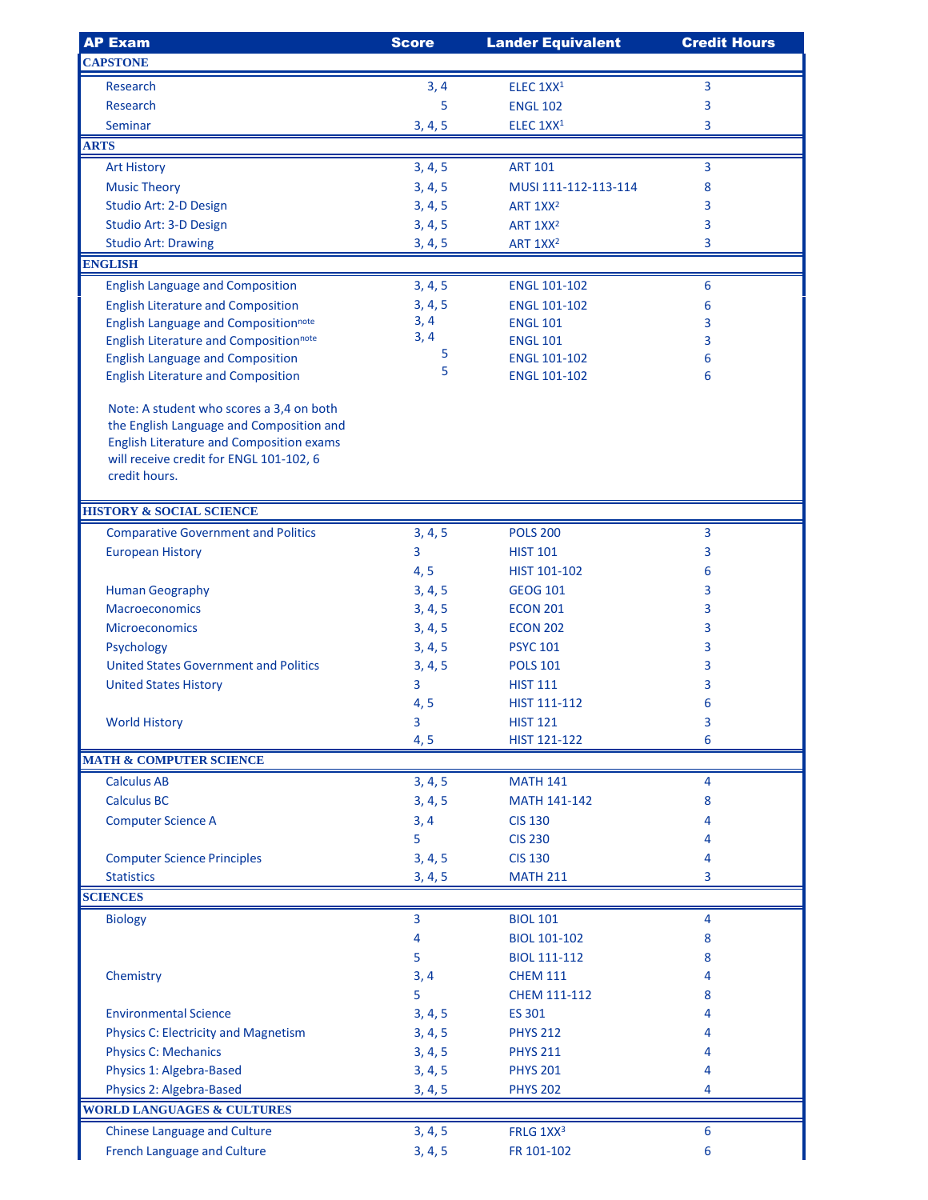| AP Exam | Score | Lander Equivalent | Credit Hours |
|---|---|---|---|
| **CAPSTONE** | | | |
| Research | 3, 4 | ELEC 1XX[1] | 3 |
| Research | 5 | ENGL 102 | 3 |
| Seminar | 3, 4, 5 | ELEC 1XX[1] | 3 |
| **ARTS** | | | |
| Art History | 3, 4, 5 | ART 101 | 3 |
| Music Theory | 3, 4, 5 | MUSI 111-112-113-114 | 8 |
| Studio Art: 2-D Design | 3, 4, 5 | ART 1XX[2] | 3 |
| Studio Art: 3-D Design | 3, 4, 5 | ART 1XX[2] | 3 |
| Studio Art: Drawing | 3, 4, 5 | ART 1XX[2] | 3 |
| **ENGLISH** | | | |
| English Language and Composition | 3, 4, 5 | ENGL 101-102 | 6 |
| English Literature and Composition | 3, 4, 5 | ENGL 101-102 | 6 |
| English Language and Composition[note] | 3, 4 | ENGL 101 | 3 |
| English Literature and Composition[note] | 3, 4 | ENGL 101 | 3 |
| English Language and Composition | 5 | ENGL 101-102 | 6 |
| English Literature and Composition | 5 | ENGL 101-102 | 6 |
| Note: A student who scores a 3,4 on both the English Language and Composition and English Literature and Composition exams will receive credit for ENGL 101-102, 6 credit hours. | | | |
| **HISTORY & SOCIAL SCIENCE** | | | |
| Comparative Government and Politics | 3, 4, 5 | POLS 200 | 3 |
| European History | 3 | HIST 101 | 3 |
| | 4, 5 | HIST 101-102 | 6 |
| Human Geography | 3, 4, 5 | GEOG 101 | 3 |
| Macroeconomics | 3, 4, 5 | ECON 201 | 3 |
| Microeconomics | 3, 4, 5 | ECON 202 | 3 |
| Psychology | 3, 4, 5 | PSYC 101 | 3 |
| United States Government and Politics | 3, 4, 5 | POLS 101 | 3 |
| United States History | 3 | HIST 111 | 3 |
| | 4, 5 | HIST 111-112 | 6 |
| World History | 3 | HIST 121 | 3 |
| | 4, 5 | HIST 121-122 | 6 |
| **MATH & COMPUTER SCIENCE** | | | |
| Calculus AB | 3, 4, 5 | MATH 141 | 4 |
| Calculus BC | 3, 4, 5 | MATH 141-142 | 8 |
| Computer Science A | 3, 4 | CIS 130 | 4 |
| | 5 | CIS 230 | 4 |
| Computer Science Principles | 3, 4, 5 | CIS 130 | 4 |
| Statistics | 3, 4, 5 | MATH 211 | 3 |
| **SCIENCES** | | | |
| Biology | 3 | BIOL 101 | 4 |
| | 4 | BIOL 101-102 | 8 |
| | 5 | BIOL 111-112 | 8 |
| Chemistry | 3, 4 | CHEM 111 | 4 |
| | 5 | CHEM 111-112 | 8 |
| Environmental Science | 3, 4, 5 | ES 301 | 4 |
| Physics C: Electricity and Magnetism | 3, 4, 5 | PHYS 212 | 4 |
| Physics C: Mechanics | 3, 4, 5 | PHYS 211 | 4 |
| Physics 1: Algebra-Based | 3, 4, 5 | PHYS 201 | 4 |
| Physics 2: Algebra-Based | 3, 4, 5 | PHYS 202 | 4 |
| **WORLD LANGUAGES & CULTURES** | | | |
| Chinese Language and Culture | 3, 4, 5 | FRLG 1XX[3] | 6 |
| French Language and Culture | 3, 4, 5 | FR 101-102 | 6 |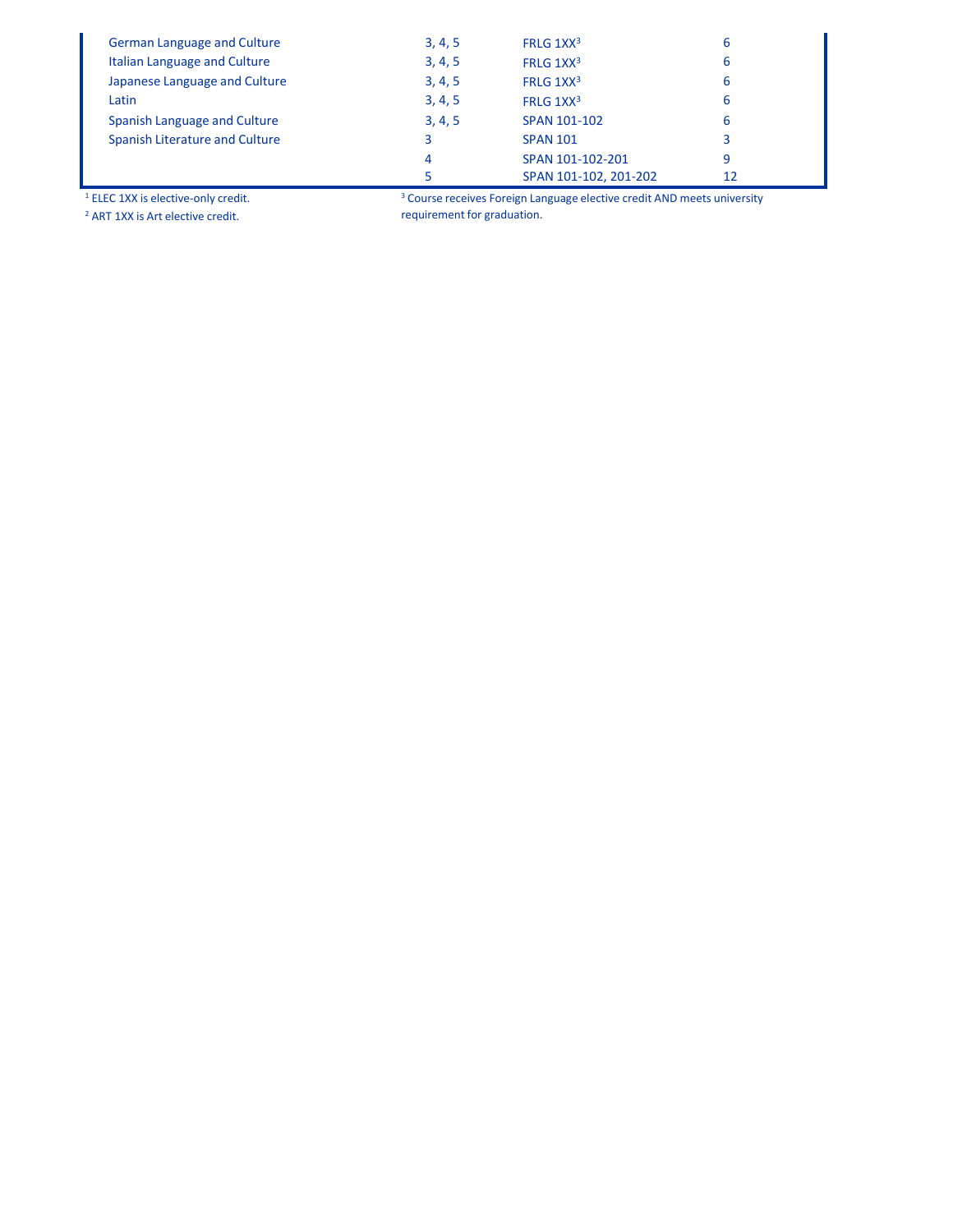| | | | |
|---|---|---|---|
| German Language and Culture | 3, 4, 5 | FRLG 1XX[3] | 6 |
| Italian Language and Culture | 3, 4, 5 | FRLG 1XX[3] | 6 |
| Japanese Language and Culture | 3, 4, 5 | FRLG 1XX[3] | 6 |
| Latin | 3, 4, 5 | FRLG 1XX[3] | 6 |
| Spanish Language and Culture | 3, 4, 5 | SPAN 101-102 | 6 |
| Spanish Literature and Culture | 3 | SPAN 101 | 3 |
| | 4 | SPAN 101-102-201 | 9 |
| | 5 | SPAN 101-102, 201-202 | 12 |

[1] ELEC 1XX is elective-only credit.

[2] ART 1XX is Art elective credit.

[3] Course receives Foreign Language elective credit AND meets university requirement for graduation.